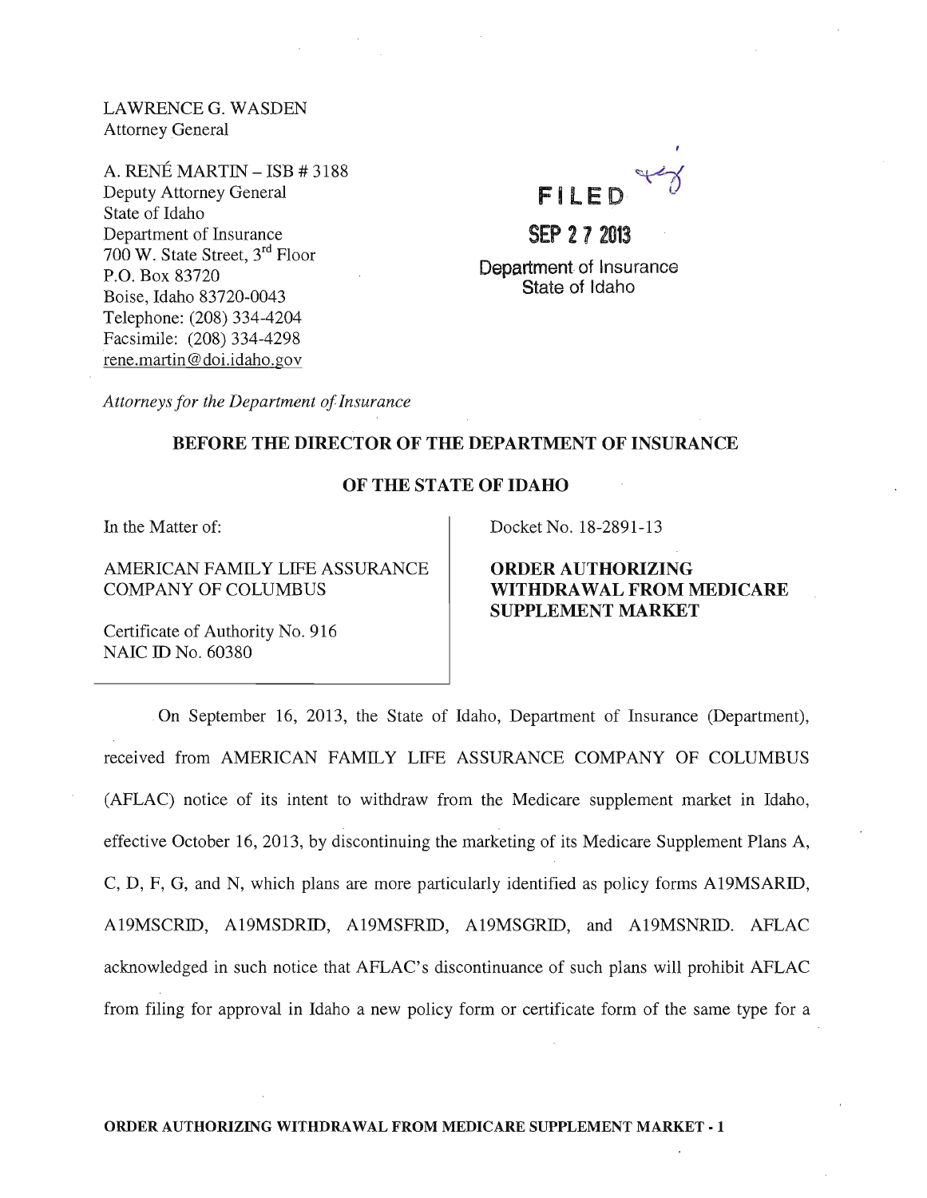LAWRENCE G. WASDEN
Attorney General

A. RENÉ MARTIN – ISB # 3188
Deputy Attorney General
State of Idaho
Department of Insurance
700 W. State Street, 3rd Floor
P.O. Box 83720
Boise, Idaho 83720-0043
Telephone: (208) 334-4204
Facsimile: (208) 334-4298
rene.martin@doi.idaho.gov

*Attorneys for the Department of Insurance*

**FILED**

**SEP 27 2013**

Department of Insurance
State of Idaho

**BEFORE THE DIRECTOR OF THE DEPARTMENT OF INSURANCE**

**OF THE STATE OF IDAHO**

In the Matter of:

AMERICAN FAMILY LIFE ASSURANCE COMPANY OF COLUMBUS

Certificate of Authority No. 916
NAIC ID No. 60380

Docket No. 18-2891-13

**ORDER AUTHORIZING WITHDRAWAL FROM MEDICARE SUPPLEMENT MARKET**

On September 16, 2013, the State of Idaho, Department of Insurance (Department), received from AMERICAN FAMILY LIFE ASSURANCE COMPANY OF COLUMBUS (AFLAC) notice of its intent to withdraw from the Medicare supplement market in Idaho, effective October 16, 2013, by discontinuing the marketing of its Medicare Supplement Plans A, C, D, F, G, and N, which plans are more particularly identified as policy forms A19MSARID, A19MSCRID, A19MSDRID, A19MSFRID, A19MSGRID, and A19MSNRID. AFLAC acknowledged in such notice that AFLAC's discontinuance of such plans will prohibit AFLAC from filing for approval in Idaho a new policy form or certificate form of the same type for a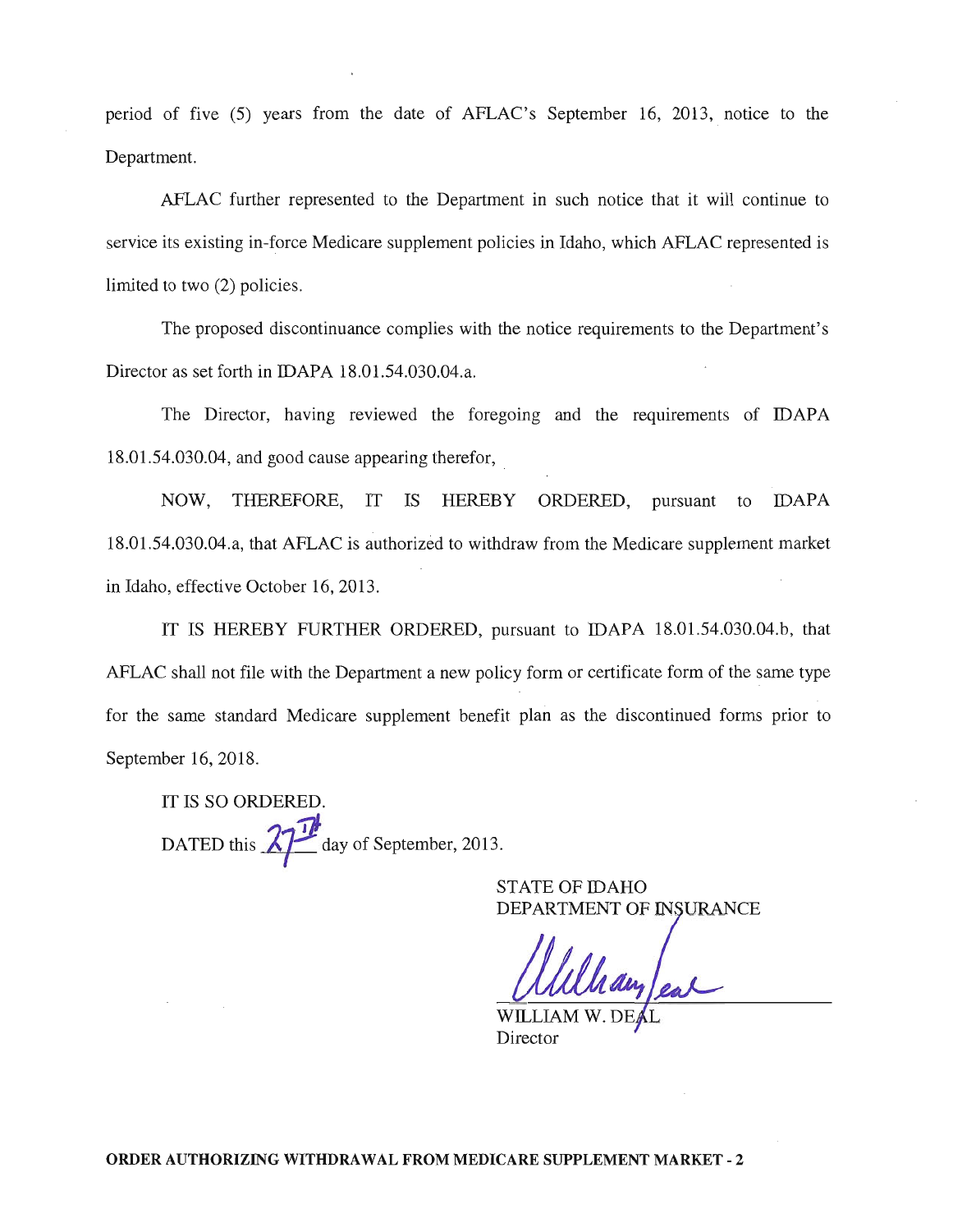period of five (5) years from the date of AFLAC's September 16, 2013, notice to the Department.

AFLAC further represented to the Department in such notice that it will continue to service its existing in-force Medicare supplement policies in Idaho, which AFLAC represented is limited to two (2) policies.

The proposed discontinuance complies with the notice requirements to the Department's Director as set forth in IDAPA 18.01.54.030.04.a.

The Director, having reviewed the foregoing and the requirements of IDAPA 18.01.54.030.04, and good cause appearing therefor,

NOW, THEREFORE, IT IS HEREBY ORDERED, pursuant to IDAPA 18.01.54.030.04.a, that AFLAC is authorized to withdraw from the Medicare supplement market in Idaho, effective October 16, 2013.

IT IS HEREBY FURTHER ORDERED, pursuant to IDAPA 18.01.54.030.04.b, that AFLAC shall not file with the Department a new policy form or certificate form of the same type for the same standard Medicare supplement benefit plan as the discontinued forms prior to September 16, 2018.

IT IS SO ORDERED.

DATED this 27th day of September, 2013.

STATE OF IDAHO
DEPARTMENT OF INSURANCE

William Deal

WILLIAM W. DEAL
Director

**ORDER AUTHORIZING WITHDRAWAL FROM MEDICARE SUPPLEMENT MARKET - 2**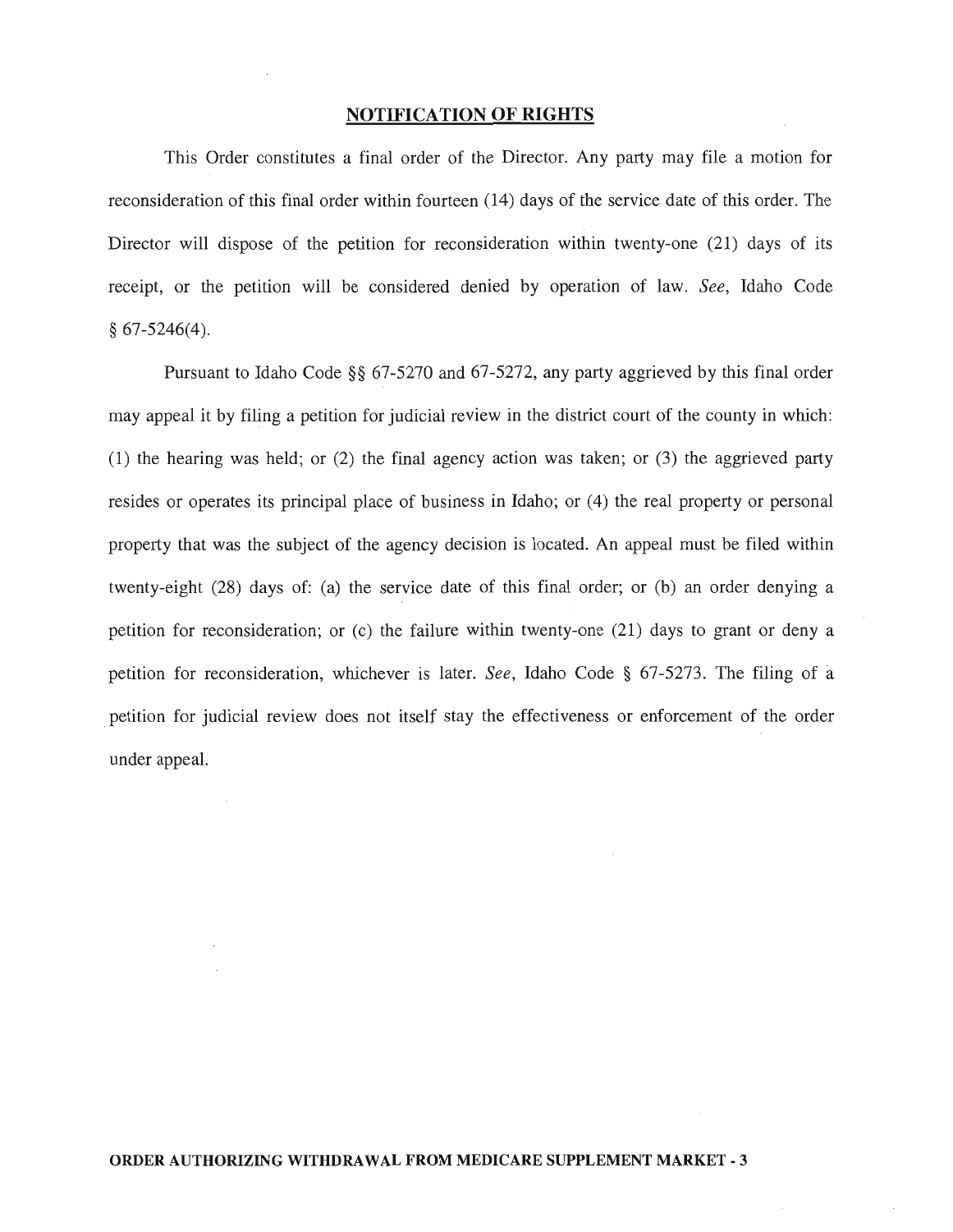## NOTIFICATION OF RIGHTS

This Order constitutes a final order of the Director. Any party may file a motion for reconsideration of this final order within fourteen (14) days of the service date of this order. The Director will dispose of the petition for reconsideration within twenty-one (21) days of its receipt, or the petition will be considered denied by operation of law. *See*, Idaho Code § 67-5246(4).

Pursuant to Idaho Code §§ 67-5270 and 67-5272, any party aggrieved by this final order may appeal it by filing a petition for judicial review in the district court of the county in which: (1) the hearing was held; or (2) the final agency action was taken; or (3) the aggrieved party resides or operates its principal place of business in Idaho; or (4) the real property or personal property that was the subject of the agency decision is located. An appeal must be filed within twenty-eight (28) days of: (a) the service date of this final order; or (b) an order denying a petition for reconsideration; or (c) the failure within twenty-one (21) days to grant or deny a petition for reconsideration, whichever is later. *See*, Idaho Code § 67-5273. The filing of a petition for judicial review does not itself stay the effectiveness or enforcement of the order under appeal.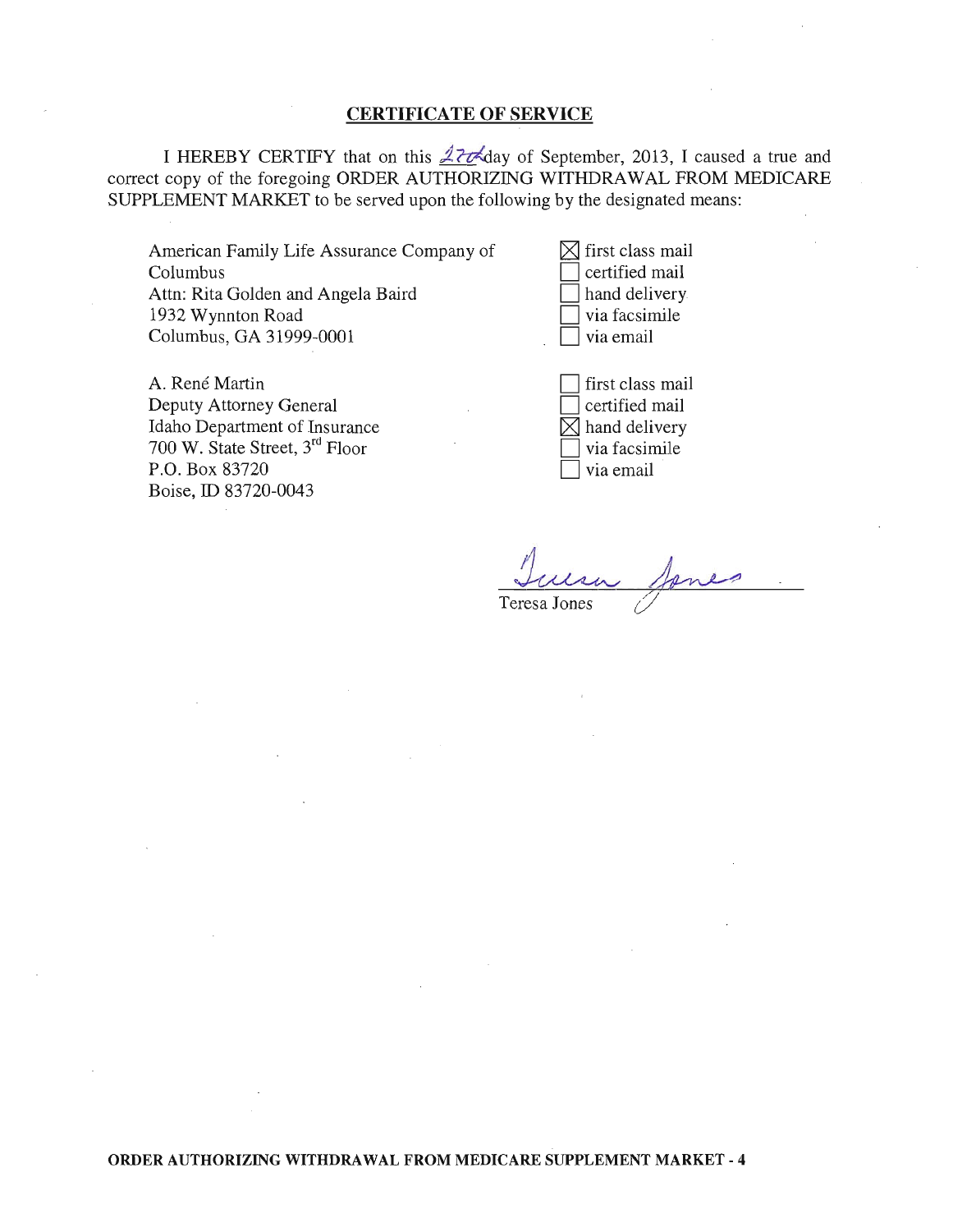## CERTIFICATE OF SERVICE

I HEREBY CERTIFY that on this 27th day of September, 2013, I caused a true and correct copy of the foregoing ORDER AUTHORIZING WITHDRAWAL FROM MEDICARE SUPPLEMENT MARKET to be served upon the following by the designated means:

| | |
|---|---|
| American Family Life Assurance Company of Columbus<br>Attn: Rita Golden and Angela Baird<br>1932 Wynnton Road<br>Columbus, GA 31999-0001 | ☒ first class mail<br>☐ certified mail<br>☐ hand delivery<br>☐ via facsimile<br>☐ via email |
| A. René Martin<br>Deputy Attorney General<br>Idaho Department of Insurance<br>700 W. State Street, 3rd Floor<br>P.O. Box 83720<br>Boise, ID 83720-0043 | ☐ first class mail<br>☐ certified mail<br>☒ hand delivery<br>☐ via facsimile<br>☐ via email |

Teresa Jones